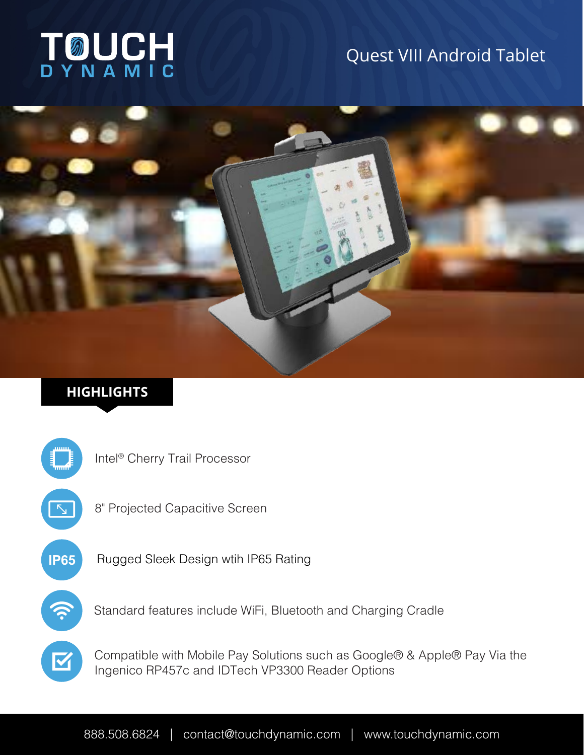# TOUCH DYNAMIC

## Quest VIII Android Tablet

### HIGHLIGHTS

- Intel® Cherry Trail Processor
- 8" Projected Capacitive Screen
- Rugged Sleek Design wtih IP65 Rating
- Standard features include WiFi, Bluetooth and Charging Cradle
- Compatible with Mobile Pay Solutions such as Google® & Apple® Pay Via the Ingenico RP457c and IDTech VP3300 Reader Options

888.508.6824 | contact@touchdynamic.com | www.touchdynamic.com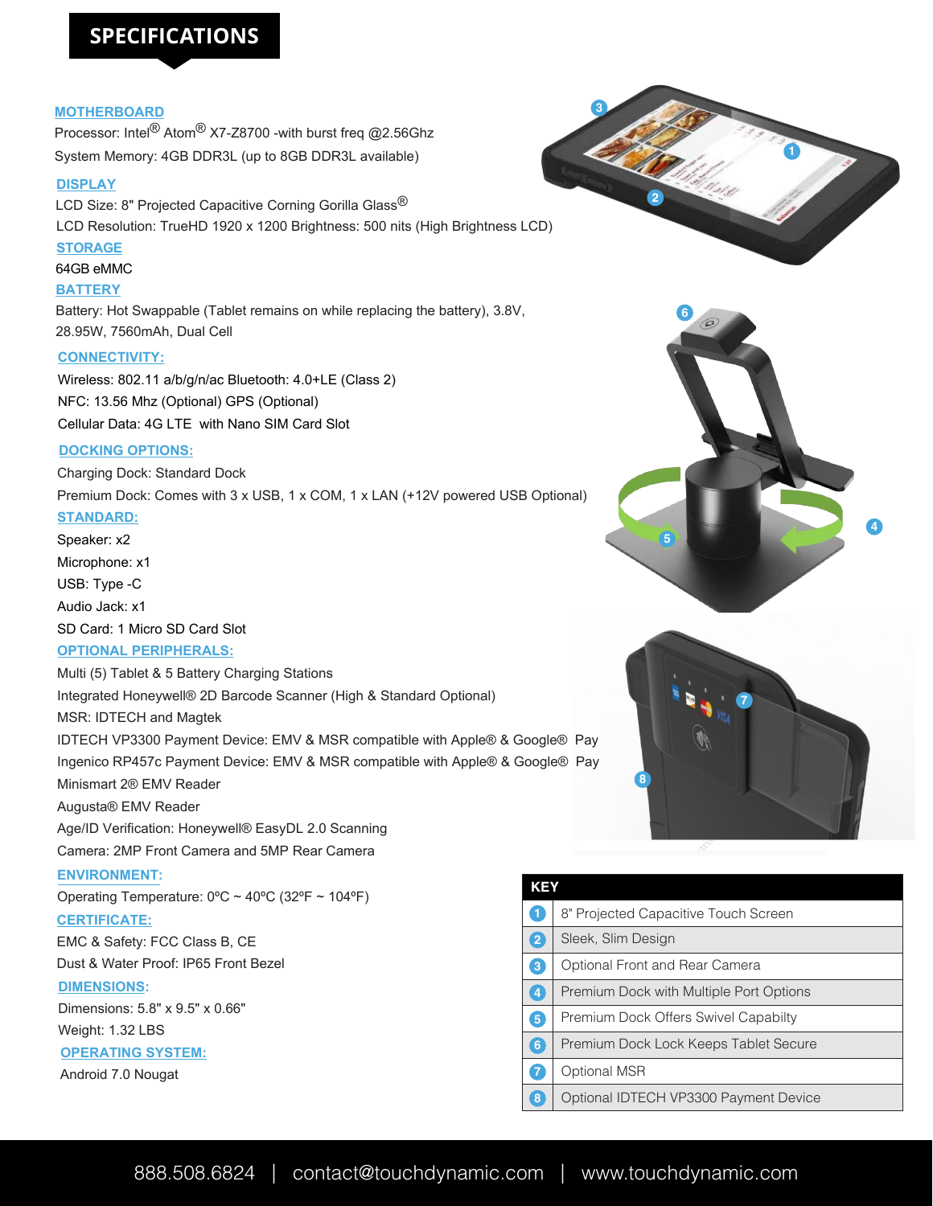# SPECIFICATIONS

## MOTHERBOARD

Processor: Intel® Atom® X7-Z8700 -with burst freq @2.56Ghz

System Memory: 4GB DDR3L (up to 8GB DDR3L available)

## DISPLAY

LCD Size: 8" Projected Capacitive Corning Gorilla Glass®

LCD Resolution: TrueHD 1920 x 1200 Brightness: 500 nits (High Brightness LCD)

## STORAGE

64GB eMMC

## BATTERY

Battery: Hot Swappable (Tablet remains on while replacing the battery), 3.8V, 28.95W, 7560mAh, Dual Cell

## CONNECTIVITY:

Wireless: 802.11 a/b/g/n/ac Bluetooth: 4.0+LE (Class 2)

NFC: 13.56 Mhz (Optional) GPS (Optional)

Cellular Data: 4G LTE with Nano SIM Card Slot

## DOCKING OPTIONS:

Charging Dock: Standard Dock

Premium Dock: Comes with 3 x USB, 1 x COM, 1 x LAN (+12V powered USB Optional)

## STANDARD:

Speaker: x2

Microphone: x1

USB: Type -C

Audio Jack: x1

SD Card: 1 Micro SD Card Slot

## OPTIONAL PERIPHERALS:

Multi (5) Tablet & 5 Battery Charging Stations

Integrated Honeywell® 2D Barcode Scanner (High & Standard Optional)

MSR: IDTECH and Magtek

IDTECH VP3300 Payment Device: EMV & MSR compatible with Apple® & Google® Pay

Ingenico RP457c Payment Device: EMV & MSR compatible with Apple® & Google® Pay

Minismart 2® EMV Reader

Augusta® EMV Reader

Age/ID Verification: Honeywell® EasyDL 2.0 Scanning

Camera: 2MP Front Camera and 5MP Rear Camera

## ENVIRONMENT:

Operating Temperature: 0ºC ~ 40ºC (32ºF ~ 104ºF)

## CERTIFICATE:

EMC & Safety: FCC Class B, CE

Dust & Water Proof: IP65 Front Bezel

## DIMENSIONS:

Dimensions: 5.8" x 9.5" x 0.66"

Weight: 1.32 LBS

## OPERATING SYSTEM:

Android 7.0 Nougat

| KEY | |
|---|---|
| 1 | 8" Projected Capacitive Touch Screen |
| 2 | Sleek, Slim Design |
| 3 | Optional Front and Rear Camera |
| 4 | Premium Dock with Multiple Port Options |
| 5 | Premium Dock Offers Swivel Capabilty |
| 6 | Premium Dock Lock Keeps Tablet Secure |
| 7 | Optional MSR |
| 8 | Optional IDTECH VP3300 Payment Device |

888.508.6824 | contact@touchdynamic.com | www.touchdynamic.com